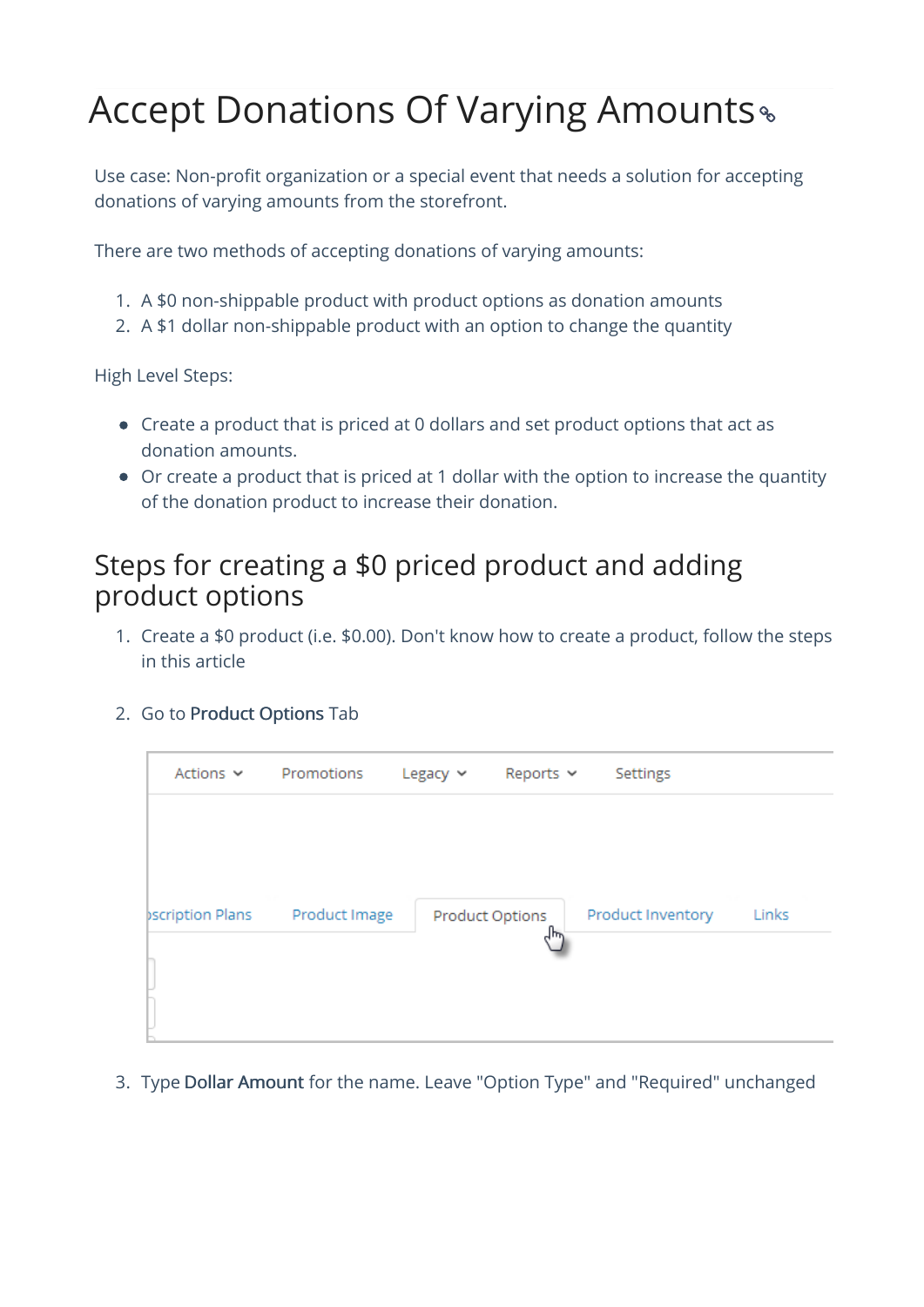# Accept Donations Of Varying Amounts

Use case: Non-profit organization or a special event that needs a solution for accepting donations of varying amounts from the storefront.

There are two methods of accepting donations of varying amounts:

1. A $0 non-shippable product with product options as donation amounts
2. A $1 dollar non-shippable product with an option to change the quantity

High Level Steps:

- Create a product that is priced at 0 dollars and set product options that act as donation amounts.
- Or create a product that is priced at 1 dollar with the option to increase the quantity of the donation product to increase their donation.

## Steps for creating a $0 priced product and adding product options

1. Create a $0 product (i.e. $0.00). Don't know how to create a product, follow the steps in this article

2. Go to **Product Options** Tab

3. Type **Dollar Amount** for the name. Leave "Option Type" and "Required" unchanged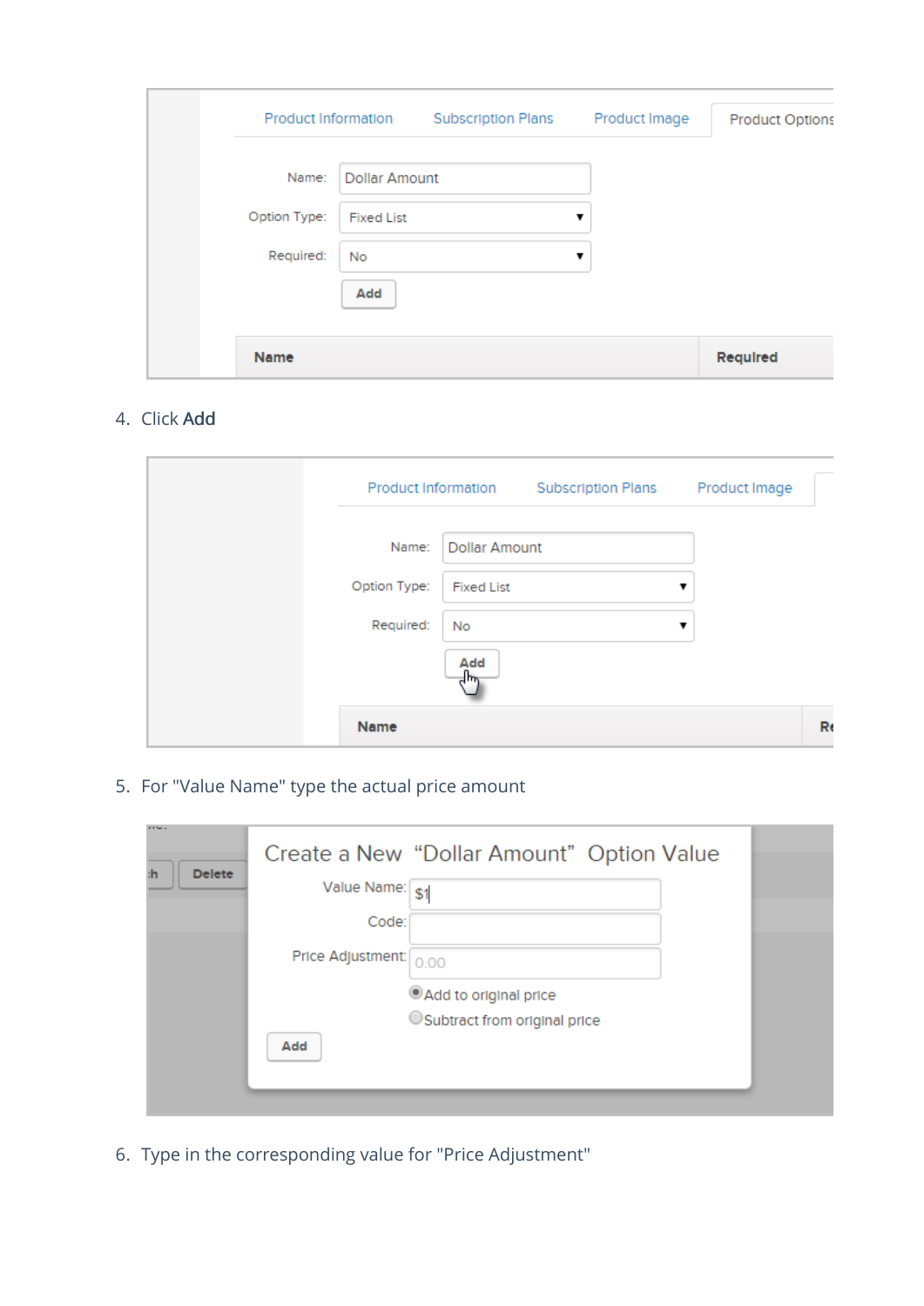4. Click **Add**

5. For "Value Name" type the actual price amount

6. Type in the corresponding value for "Price Adjustment"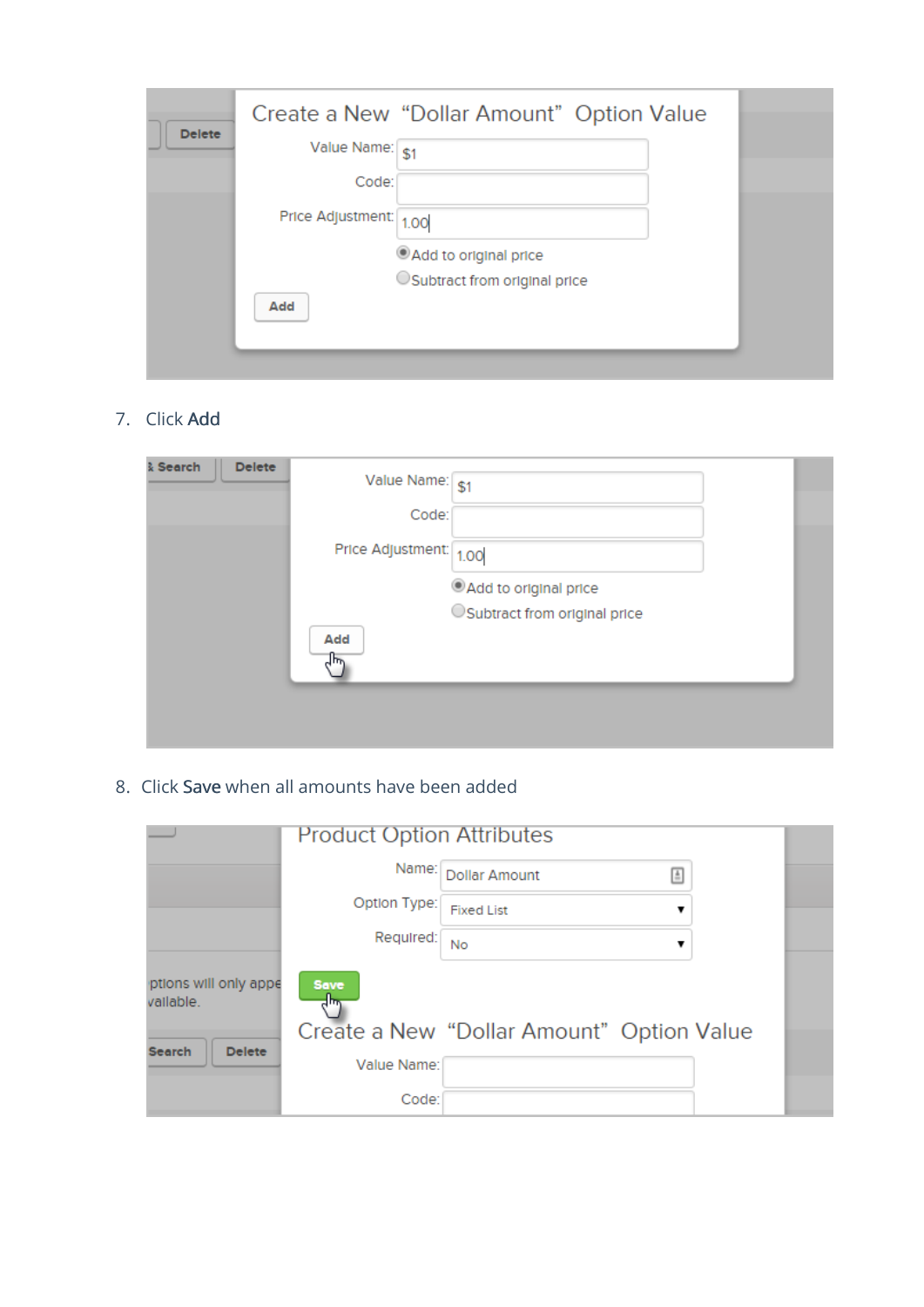7. Click **Add**

8. Click **Save** when all amounts have been added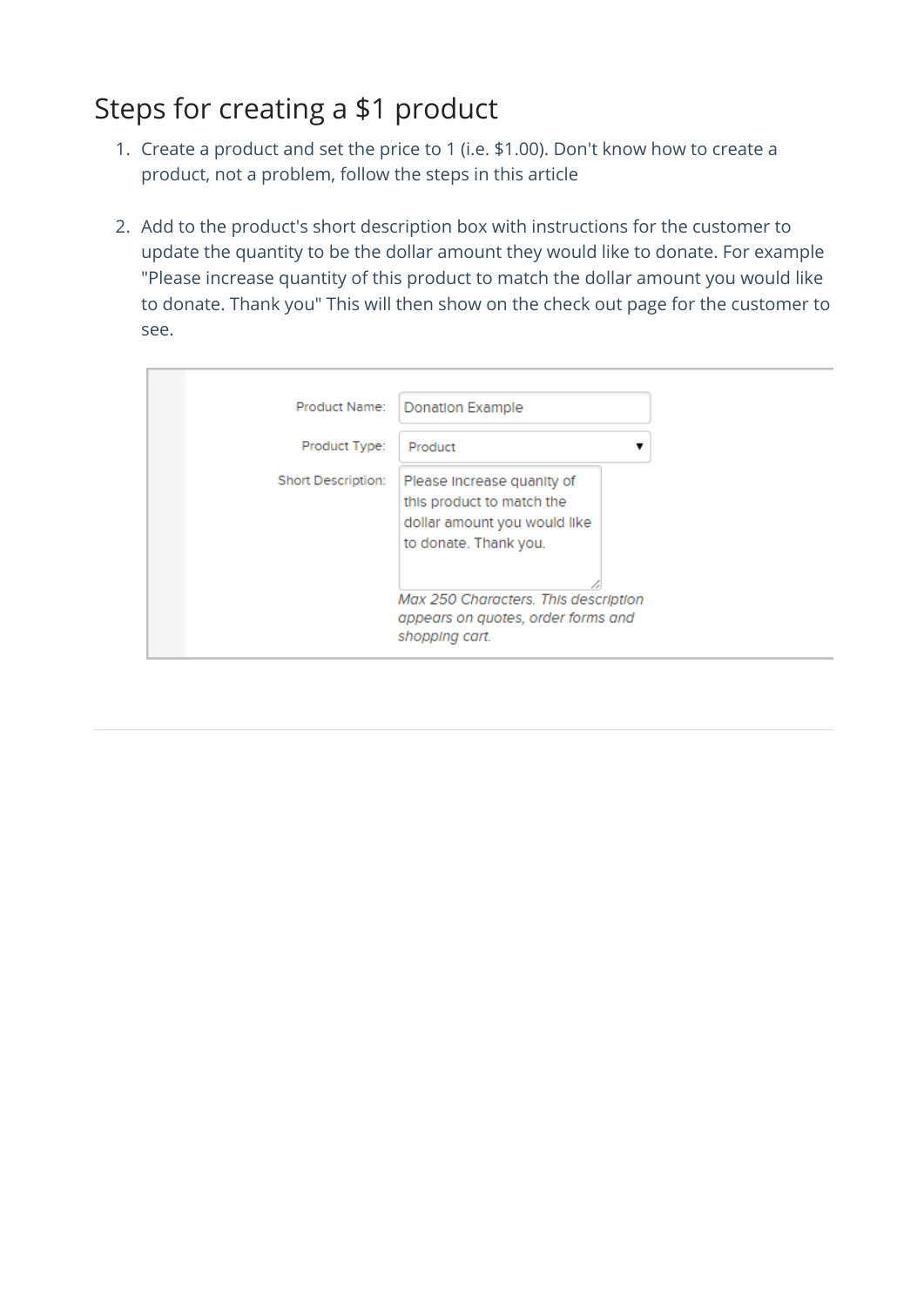## Steps for creating a $1 product

1. Create a product and set the price to 1 (i.e. $1.00). Don't know how to create a product, not a problem, follow the steps in this article

2. Add to the product's short description box with instructions for the customer to update the quantity to be the dollar amount they would like to donate. For example "Please increase quantity of this product to match the dollar amount you would like to donate. Thank you" This will then show on the check out page for the customer to see.

Product Name: Donation Example

Product Type: Product

Short Description: Please increase quanity of this product to match the dollar amount you would like to donate. Thank you.

*Max 250 Characters. This description appears on quotes, order forms and shopping cart.*